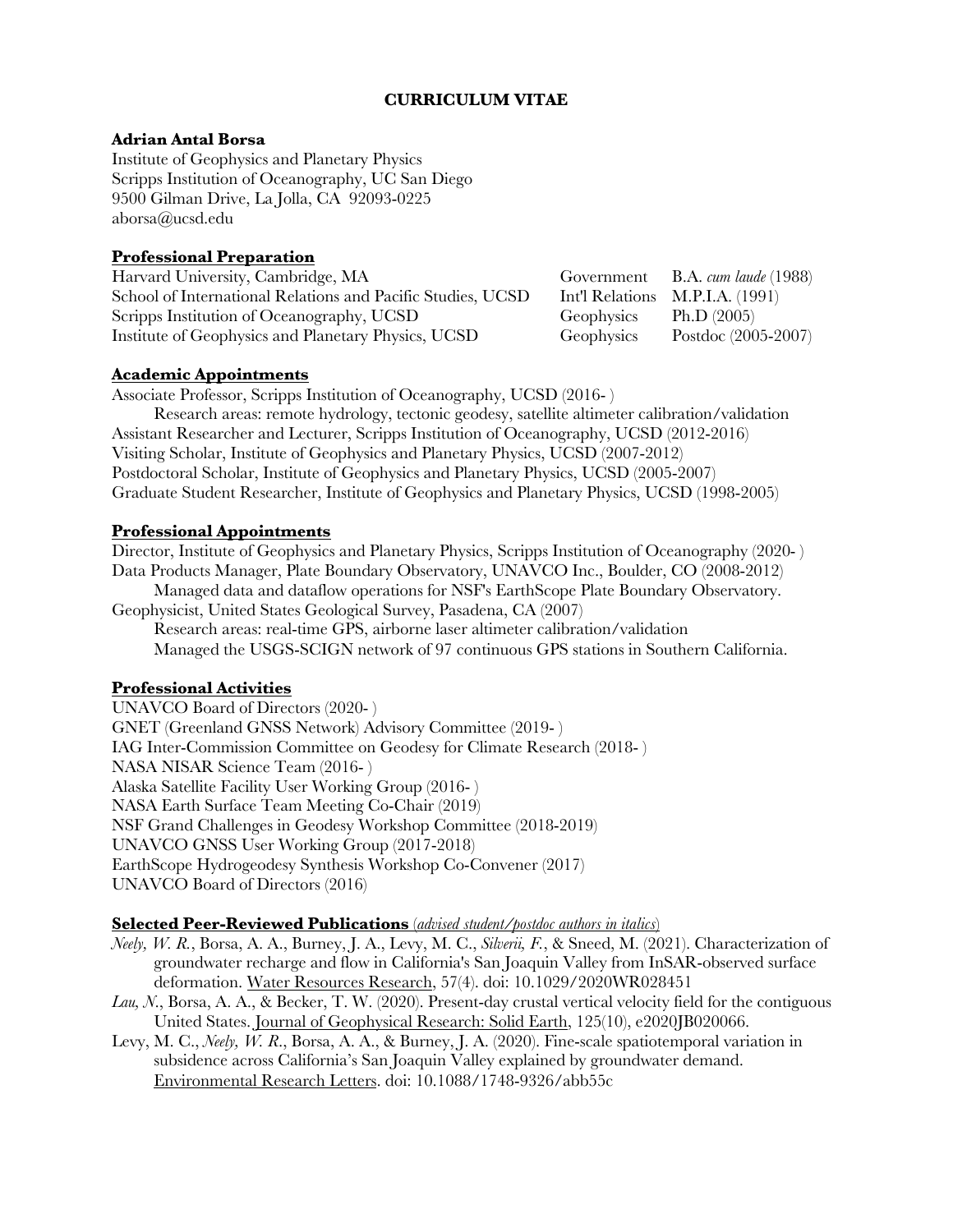# CURRICULUM VITAE

**Adrian Antal Borsa**
Institute of Geophysics and Planetary Physics
Scripps Institution of Oceanography, UC San Diego
9500 Gilman Drive, La Jolla, CA 92093-0225
aborsa@ucsd.edu

## Professional Preparation

| | | |
|---|---|---|
| Harvard University, Cambridge, MA | Government | B.A. *cum laude* (1988) |
| School of International Relations and Pacific Studies, UCSD | Int'l Relations | M.P.I.A. (1991) |
| Scripps Institution of Oceanography, UCSD | Geophysics | Ph.D (2005) |
| Institute of Geophysics and Planetary Physics, UCSD | Geophysics | Postdoc (2005-2007) |

## Academic Appointments

Associate Professor, Scripps Institution of Oceanography, UCSD (2016- )
Research areas: remote hydrology, tectonic geodesy, satellite altimeter calibration/validation
Assistant Researcher and Lecturer, Scripps Institution of Oceanography, UCSD (2012-2016)
Visiting Scholar, Institute of Geophysics and Planetary Physics, UCSD (2007-2012)
Postdoctoral Scholar, Institute of Geophysics and Planetary Physics, UCSD (2005-2007)
Graduate Student Researcher, Institute of Geophysics and Planetary Physics, UCSD (1998-2005)

## Professional Appointments

Director, Institute of Geophysics and Planetary Physics, Scripps Institution of Oceanography (2020- )
Data Products Manager, Plate Boundary Observatory, UNAVCO Inc., Boulder, CO (2008-2012)
Managed data and dataflow operations for NSF's EarthScope Plate Boundary Observatory.
Geophysicist, United States Geological Survey, Pasadena, CA (2007)
Research areas: real-time GPS, airborne laser altimeter calibration/validation
Managed the USGS-SCIGN network of 97 continuous GPS stations in Southern California.

## Professional Activities

UNAVCO Board of Directors (2020- )
GNET (Greenland GNSS Network) Advisory Committee (2019- )
IAG Inter-Commission Committee on Geodesy for Climate Research (2018- )
NASA NISAR Science Team (2016- )
Alaska Satellite Facility User Working Group (2016- )
NASA Earth Surface Team Meeting Co-Chair (2019)
NSF Grand Challenges in Geodesy Workshop Committee (2018-2019)
UNAVCO GNSS User Working Group (2017-2018)
EarthScope Hydrogeodesy Synthesis Workshop Co-Convener (2017)
UNAVCO Board of Directors (2016)

## Selected Peer-Reviewed Publications (*advised student/postdoc authors in italics*)

*Neely, W. R.*, Borsa, A. A., Burney, J. A., Levy, M. C., *Silverii, F.*, & Sneed, M. (2021). Characterization of groundwater recharge and flow in California's San Joaquin Valley from InSAR-observed surface deformation. Water Resources Research, 57(4). doi: 10.1029/2020WR028451

*Lau, N.*, Borsa, A. A., & Becker, T. W. (2020). Present-day crustal vertical velocity field for the contiguous United States. Journal of Geophysical Research: Solid Earth, 125(10), e2020JB020066.

Levy, M. C., *Neely, W. R.*, Borsa, A. A., & Burney, J. A. (2020). Fine-scale spatiotemporal variation in subsidence across California's San Joaquin Valley explained by groundwater demand. Environmental Research Letters. doi: 10.1088/1748-9326/abb55c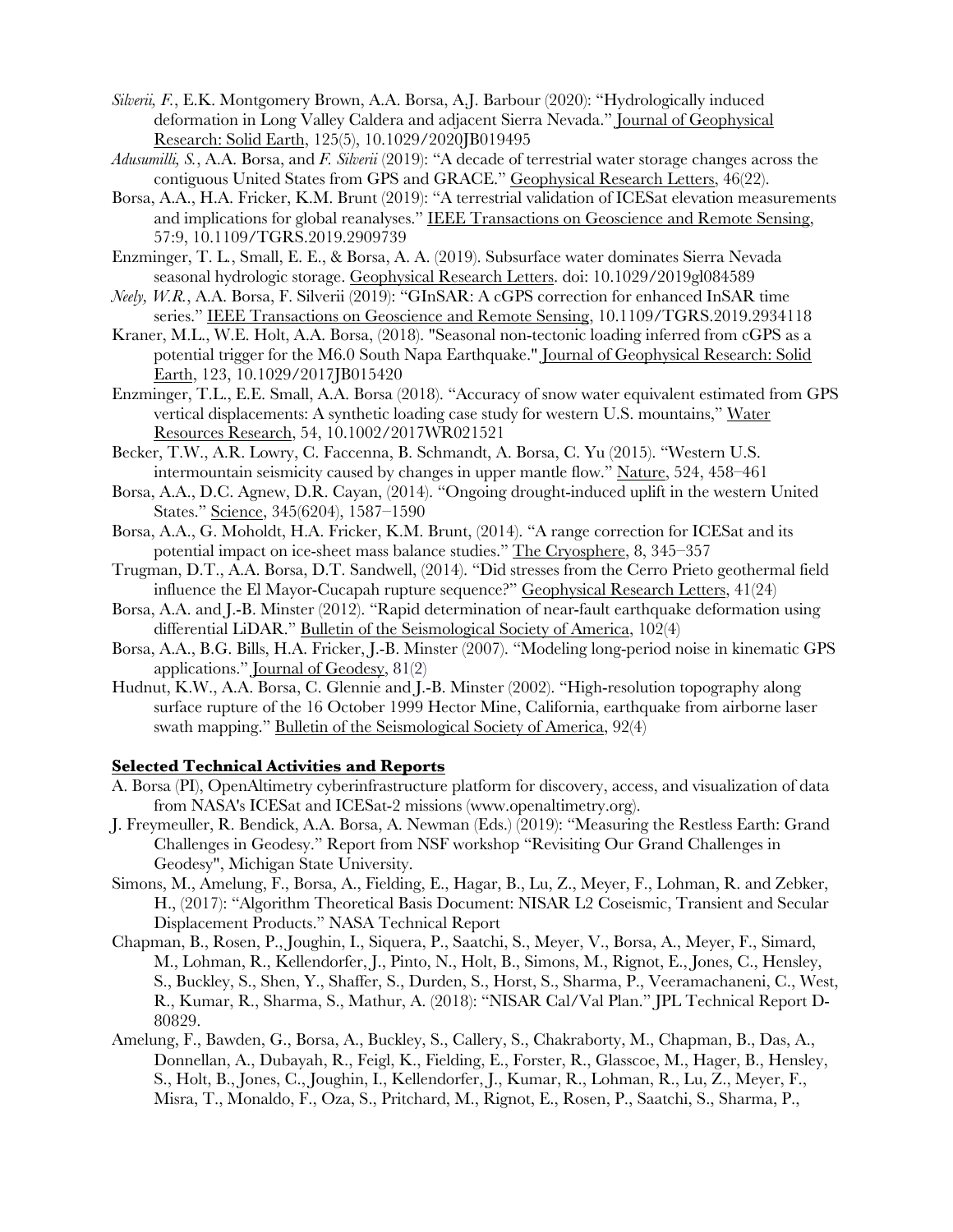*Silverii, F.*, E.K. Montgomery Brown, A.A. Borsa, A.J. Barbour (2020): "Hydrologically induced deformation in Long Valley Caldera and adjacent Sierra Nevada." Journal of Geophysical Research: Solid Earth, 125(5), 10.1029/2020JB019495

*Adusumilli, S.*, A.A. Borsa, and *F. Silverii* (2019): "A decade of terrestrial water storage changes across the contiguous United States from GPS and GRACE." Geophysical Research Letters, 46(22).

Borsa, A.A., H.A. Fricker, K.M. Brunt (2019): "A terrestrial validation of ICESat elevation measurements and implications for global reanalyses." IEEE Transactions on Geoscience and Remote Sensing, 57:9, 10.1109/TGRS.2019.2909739

Enzminger, T. L., Small, E. E., & Borsa, A. A. (2019). Subsurface water dominates Sierra Nevada seasonal hydrologic storage. Geophysical Research Letters. doi: 10.1029/2019gl084589

*Neely, W.R.*, A.A. Borsa, F. Silverii (2019): "GInSAR: A cGPS correction for enhanced InSAR time series." IEEE Transactions on Geoscience and Remote Sensing, 10.1109/TGRS.2019.2934118

Kraner, M.L., W.E. Holt, A.A. Borsa, (2018). "Seasonal non-tectonic loading inferred from cGPS as a potential trigger for the M6.0 South Napa Earthquake." Journal of Geophysical Research: Solid Earth, 123, 10.1029/2017JB015420

Enzminger, T.L., E.E. Small, A.A. Borsa (2018). "Accuracy of snow water equivalent estimated from GPS vertical displacements: A synthetic loading case study for western U.S. mountains," Water Resources Research, 54, 10.1002/2017WR021521

Becker, T.W., A.R. Lowry, C. Faccenna, B. Schmandt, A. Borsa, C. Yu (2015). "Western U.S. intermountain seismicity caused by changes in upper mantle flow." Nature, 524, 458–461

Borsa, A.A., D.C. Agnew, D.R. Cayan, (2014). "Ongoing drought-induced uplift in the western United States." Science, 345(6204), 1587–1590

Borsa, A.A., G. Moholdt, H.A. Fricker, K.M. Brunt, (2014). "A range correction for ICESat and its potential impact on ice-sheet mass balance studies." The Cryosphere, 8, 345–357

Trugman, D.T., A.A. Borsa, D.T. Sandwell, (2014). "Did stresses from the Cerro Prieto geothermal field influence the El Mayor-Cucapah rupture sequence?" Geophysical Research Letters, 41(24)

Borsa, A.A. and J.-B. Minster (2012). "Rapid determination of near-fault earthquake deformation using differential LiDAR." Bulletin of the Seismological Society of America, 102(4)

Borsa, A.A., B.G. Bills, H.A. Fricker, J.-B. Minster (2007). "Modeling long-period noise in kinematic GPS applications." Journal of Geodesy, 81(2)

Hudnut, K.W., A.A. Borsa, C. Glennie and J.-B. Minster (2002). "High-resolution topography along surface rupture of the 16 October 1999 Hector Mine, California, earthquake from airborne laser swath mapping." Bulletin of the Seismological Society of America, 92(4)

## Selected Technical Activities and Reports

A. Borsa (PI), OpenAltimetry cyberinfrastructure platform for discovery, access, and visualization of data from NASA's ICESat and ICESat-2 missions (www.openaltimetry.org).

J. Freymeuller, R. Bendick, A.A. Borsa, A. Newman (Eds.) (2019): "Measuring the Restless Earth: Grand Challenges in Geodesy." Report from NSF workshop "Revisiting Our Grand Challenges in Geodesy", Michigan State University.

Simons, M., Amelung, F., Borsa, A., Fielding, E., Hagar, B., Lu, Z., Meyer, F., Lohman, R. and Zebker, H., (2017): "Algorithm Theoretical Basis Document: NISAR L2 Coseismic, Transient and Secular Displacement Products." NASA Technical Report

Chapman, B., Rosen, P., Joughin, I., Siquera, P., Saatchi, S., Meyer, V., Borsa, A., Meyer, F., Simard, M., Lohman, R., Kellendorfer, J., Pinto, N., Holt, B., Simons, M., Rignot, E., Jones, C., Hensley, S., Buckley, S., Shen, Y., Shaffer, S., Durden, S., Horst, S., Sharma, P., Veeramachaneni, C., West, R., Kumar, R., Sharma, S., Mathur, A. (2018): "NISAR Cal/Val Plan." JPL Technical Report D-80829.

Amelung, F., Bawden, G., Borsa, A., Buckley, S., Callery, S., Chakraborty, M., Chapman, B., Das, A., Donnellan, A., Dubayah, R., Feigl, K., Fielding, E., Forster, R., Glasscoe, M., Hager, B., Hensley, S., Holt, B., Jones, C., Joughin, I., Kellendorfer, J., Kumar, R., Lohman, R., Lu, Z., Meyer, F., Misra, T., Monaldo, F., Oza, S., Pritchard, M., Rignot, E., Rosen, P., Saatchi, S., Sharma, P.,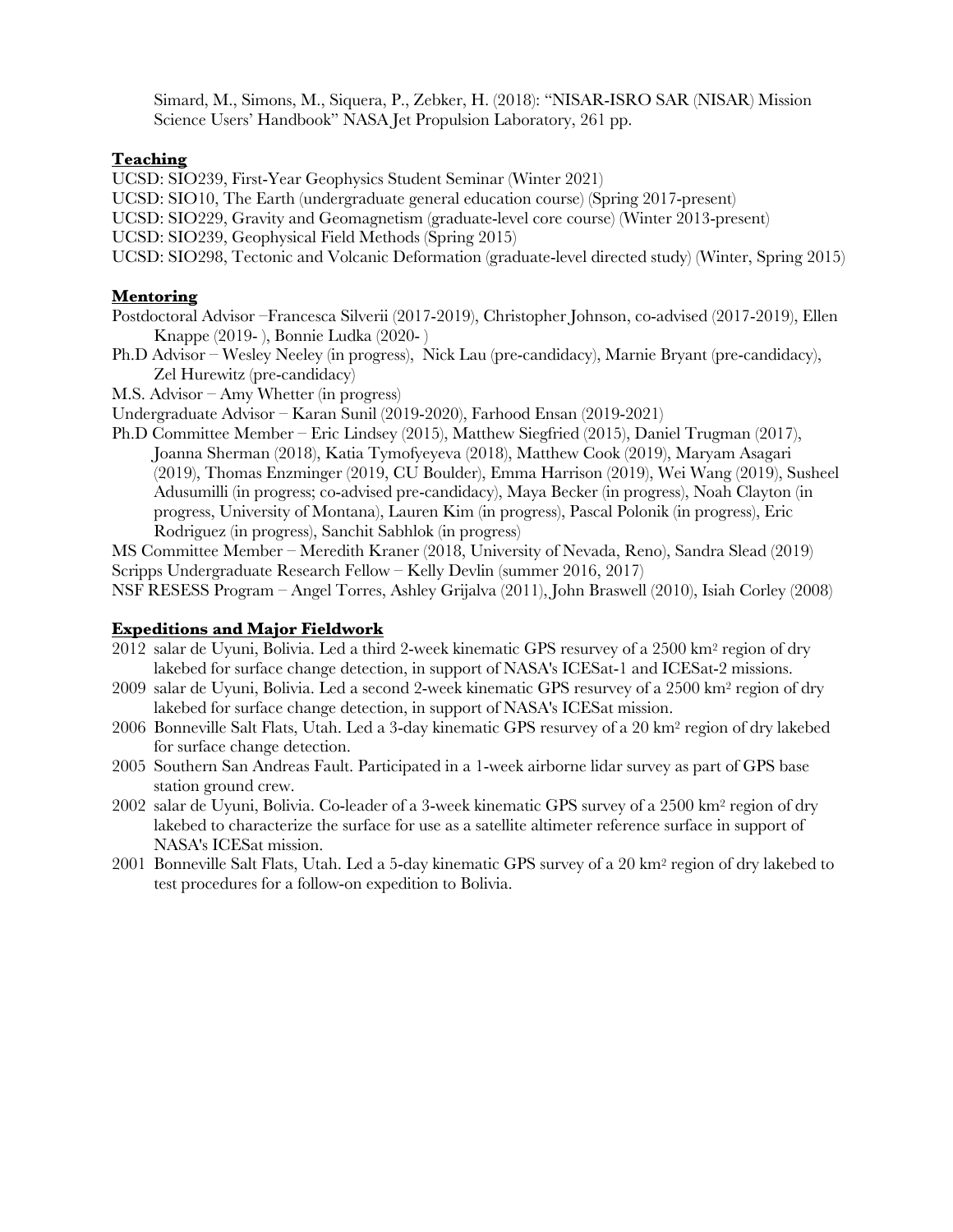Simard, M., Simons, M., Siquera, P., Zebker, H. (2018): "NISAR-ISRO SAR (NISAR) Mission Science Users' Handbook" NASA Jet Propulsion Laboratory, 261 pp.

## Teaching

UCSD: SIO239, First-Year Geophysics Student Seminar (Winter 2021)
UCSD: SIO10, The Earth (undergraduate general education course) (Spring 2017-present)
UCSD: SIO229, Gravity and Geomagnetism (graduate-level core course) (Winter 2013-present)
UCSD: SIO239, Geophysical Field Methods (Spring 2015)
UCSD: SIO298, Tectonic and Volcanic Deformation (graduate-level directed study) (Winter, Spring 2015)

## Mentoring

Postdoctoral Advisor –Francesca Silverii (2017-2019), Christopher Johnson, co-advised (2017-2019), Ellen Knappe (2019- ), Bonnie Ludka (2020- )
Ph.D Advisor – Wesley Neeley (in progress), Nick Lau (pre-candidacy), Marnie Bryant (pre-candidacy), Zel Hurewitz (pre-candidacy)
M.S. Advisor – Amy Whetter (in progress)
Undergraduate Advisor – Karan Sunil (2019-2020), Farhood Ensan (2019-2021)
Ph.D Committee Member – Eric Lindsey (2015), Matthew Siegfried (2015), Daniel Trugman (2017), Joanna Sherman (2018), Katia Tymofyeyeva (2018), Matthew Cook (2019), Maryam Asagari (2019), Thomas Enzminger (2019, CU Boulder), Emma Harrison (2019), Wei Wang (2019), Susheel Adusumilli (in progress; co-advised pre-candidacy), Maya Becker (in progress), Noah Clayton (in progress, University of Montana), Lauren Kim (in progress), Pascal Polonik (in progress), Eric Rodriguez (in progress), Sanchit Sabhlok (in progress)
MS Committee Member – Meredith Kraner (2018, University of Nevada, Reno), Sandra Slead (2019)
Scripps Undergraduate Research Fellow – Kelly Devlin (summer 2016, 2017)
NSF RESESS Program – Angel Torres, Ashley Grijalva (2011), John Braswell (2010), Isiah Corley (2008)

## Expeditions and Major Fieldwork

2012 salar de Uyuni, Bolivia. Led a third 2-week kinematic GPS resurvey of a 2500 km$^2$ region of dry lakebed for surface change detection, in support of NASA's ICESat-1 and ICESat-2 missions.
2009 salar de Uyuni, Bolivia. Led a second 2-week kinematic GPS resurvey of a 2500 km$^2$ region of dry lakebed for surface change detection, in support of NASA's ICESat mission.
2006 Bonneville Salt Flats, Utah. Led a 3-day kinematic GPS resurvey of a 20 km$^2$ region of dry lakebed for surface change detection.
2005 Southern San Andreas Fault. Participated in a 1-week airborne lidar survey as part of GPS base station ground crew.
2002 salar de Uyuni, Bolivia. Co-leader of a 3-week kinematic GPS survey of a 2500 km$^2$ region of dry lakebed to characterize the surface for use as a satellite altimeter reference surface in support of NASA's ICESat mission.
2001 Bonneville Salt Flats, Utah. Led a 5-day kinematic GPS survey of a 20 km$^2$ region of dry lakebed to test procedures for a follow-on expedition to Bolivia.